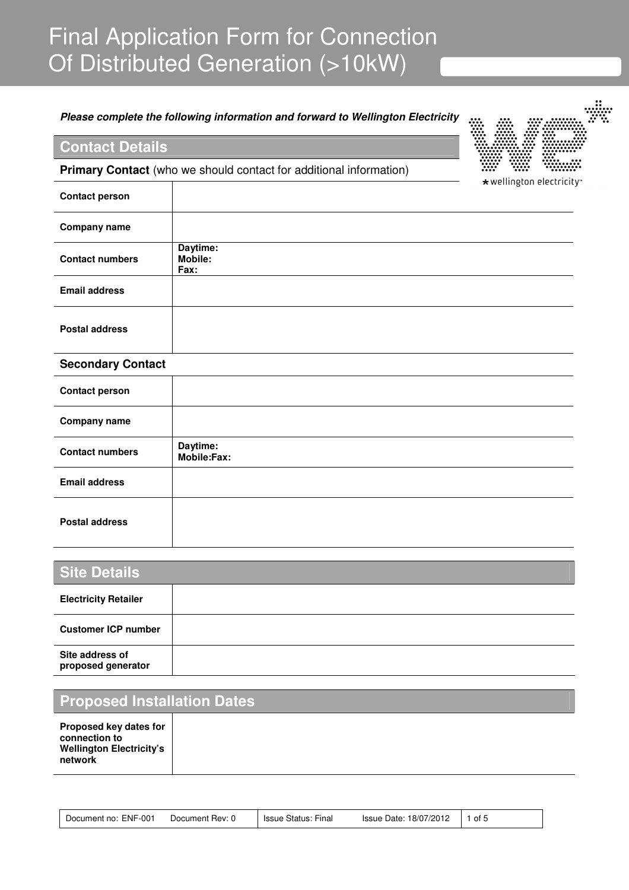# Final Application Form for Connection Of Distributed Generation (>10kW)

***Please complete the following information and forward to Wellington Electricity***

## Contact Details

**Primary Contact** (who we should contact for additional information)

| | |
|---|---|
| **Contact person** | |
| **Company name** | |
| **Contact numbers** | **Daytime:**<br>**Mobile:**<br>**Fax:** |
| **Email address** | |
| **Postal address** | |

**Secondary Contact**

| | |
|---|---|
| **Contact person** | |
| **Company name** | |
| **Contact numbers** | **Daytime:**<br>**Mobile:Fax:** |
| **Email address** | |
| **Postal address** | |

## Site Details

| | |
|---|---|
| **Electricity Retailer** | |
| **Customer ICP number** | |
| **Site address of proposed generator** | |

## Proposed Installation Dates

| | |
|---|---|
| **Proposed key dates for connection to Wellington Electricity's network** | |

| | | | | |
|---|---|---|---|---|
| Document no: ENF-001 | Document Rev: 0 | Issue Status: Final | Issue Date: 18/07/2012 | 1 of 5 |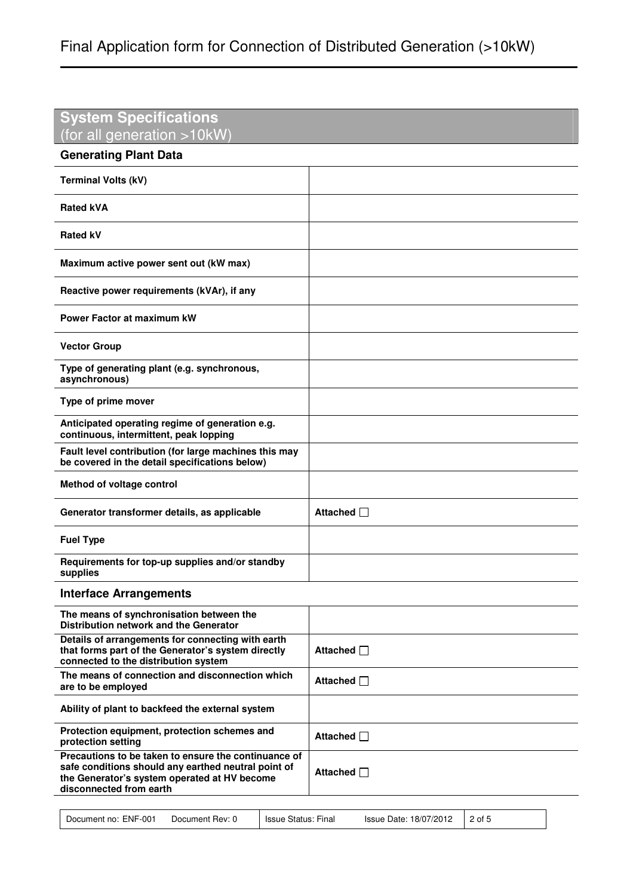# Final Application form for Connection of Distributed Generation (>10kW)

## System Specifications
(for all generation >10kW)

### Generating Plant Data

| | |
|---|---|
| **Terminal Volts (kV)** | |
| **Rated kVA** | |
| **Rated kV** | |
| **Maximum active power sent out (kW max)** | |
| **Reactive power requirements (kVAr), if any** | |
| **Power Factor at maximum kW** | |
| **Vector Group** | |
| **Type of generating plant (e.g. synchronous, asynchronous)** | |
| **Type of prime mover** | |
| **Anticipated operating regime of generation e.g. continuous, intermittent, peak lopping** | |
| **Fault level contribution (for large machines this may be covered in the detail specifications below)** | |
| **Method of voltage control** | |
| **Generator transformer details, as applicable** | **Attached** ☐ |
| **Fuel Type** | |
| **Requirements for top-up supplies and/or standby supplies** | |

### Interface Arrangements

| | |
|---|---|
| **The means of synchronisation between the Distribution network and the Generator** | |
| **Details of arrangements for connecting with earth that forms part of the Generator's system directly connected to the distribution system** | **Attached** ☐ |
| **The means of connection and disconnection which are to be employed** | **Attached** ☐ |
| **Ability of plant to backfeed the external system** | |
| **Protection equipment, protection schemes and protection setting** | **Attached** ☐ |
| **Precautions to be taken to ensure the continuance of safe conditions should any earthed neutral point of the Generator's system operated at HV become disconnected from earth** | **Attached** ☐ |

| Document no: ENF-001 Document Rev: 0 | Issue Status: Final Issue Date: 18/07/2012 |
|---|---|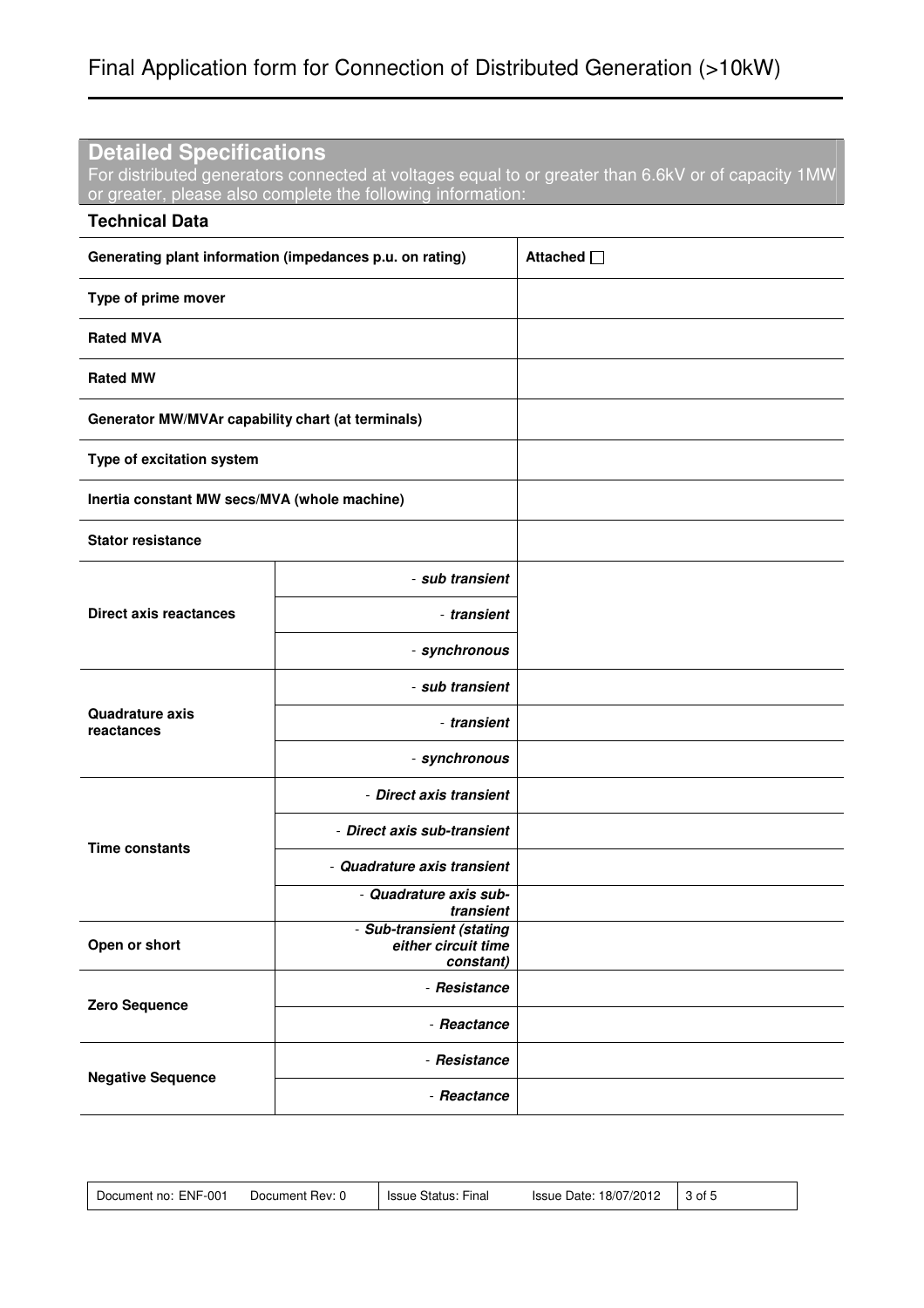# Final Application form for Connection of Distributed Generation (>10kW)

## Detailed Specifications

For distributed generators connected at voltages equal to or greater than 6.6kV or of capacity 1MW or greater, please also complete the following information:

### Technical Data

| **Generating plant information (impedances p.u. on rating)** | | **Attached** ☐ |
|---|---|---|
| **Type of prime mover** | | |
| **Rated MVA** | | |
| **Rated MW** | | |
| **Generator MW/MVAr capability chart (at terminals)** | | |
| **Type of excitation system** | | |
| **Inertia constant MW secs/MVA (whole machine)** | | |
| **Stator resistance** | | |
| **Direct axis reactances** | - ***sub transient*** | |
| | - ***transient*** | |
| | - ***synchronous*** | |
| **Quadrature axis reactances** | - ***sub transient*** | |
| | - ***transient*** | |
| | - ***synchronous*** | |
| **Time constants** | - ***Direct axis transient*** | |
| | - ***Direct axis sub-transient*** | |
| | - ***Quadrature axis transient*** | |
| | - ***Quadrature axis sub-transient*** | |
| **Open or short** | - ***Sub-transient (stating either circuit time constant)*** | |
| **Zero Sequence** | - ***Resistance*** | |
| | - ***Reactance*** | |
| **Negative Sequence** | - ***Resistance*** | |
| | - ***Reactance*** | |

| Document no: ENF-001 Document Rev: 0 | Issue Status: Final Issue Date: 18/07/2012 |
|---|---|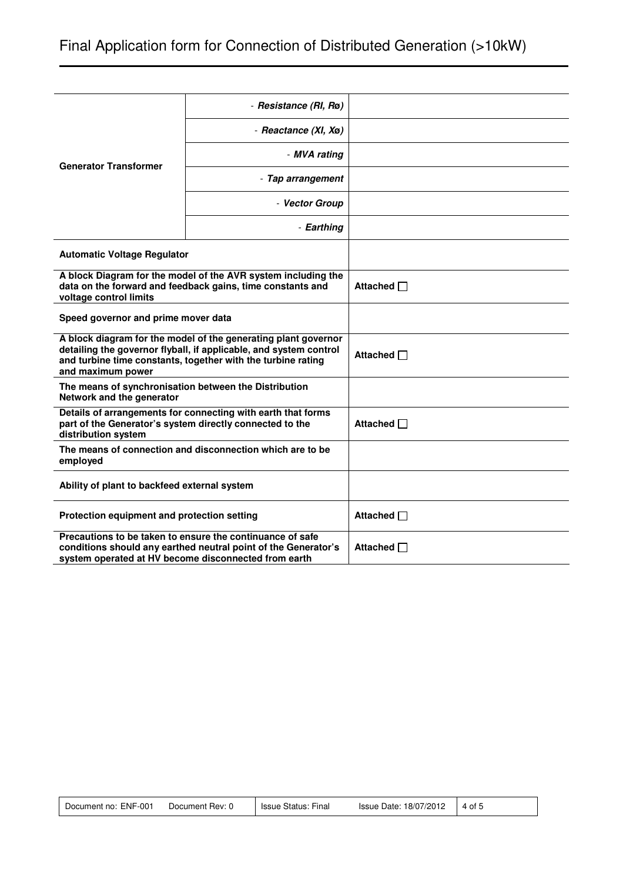# Final Application form for Connection of Distributed Generation (>10kW)

| | | |
|---|---|---|
| **Generator Transformer** | - ***Resistance (Rl, Rø)*** | |
| | - ***Reactance (Xl, Xø)*** | |
| | - ***MVA rating*** | |
| | - ***Tap arrangement*** | |
| | - ***Vector Group*** | |
| | - ***Earthing*** | |
| **Automatic Voltage Regulator** | | |
| **A block Diagram for the model of the AVR system including the data on the forward and feedback gains, time constants and voltage control limits** | | **Attached** ☐ |
| **Speed governor and prime mover data** | | |
| **A block diagram for the model of the generating plant governor detailing the governor flyball, if applicable, and system control and turbine time constants, together with the turbine rating and maximum power** | | **Attached** ☐ |
| **The means of synchronisation between the Distribution Network and the generator** | | |
| **Details of arrangements for connecting with earth that forms part of the Generator's system directly connected to the distribution system** | | **Attached** ☐ |
| **The means of connection and disconnection which are to be employed** | | |
| **Ability of plant to backfeed external system** | | |
| **Protection equipment and protection setting** | | **Attached** ☐ |
| **Precautions to be taken to ensure the continuance of safe conditions should any earthed neutral point of the Generator's system operated at HV become disconnected from earth** | | **Attached** ☐ |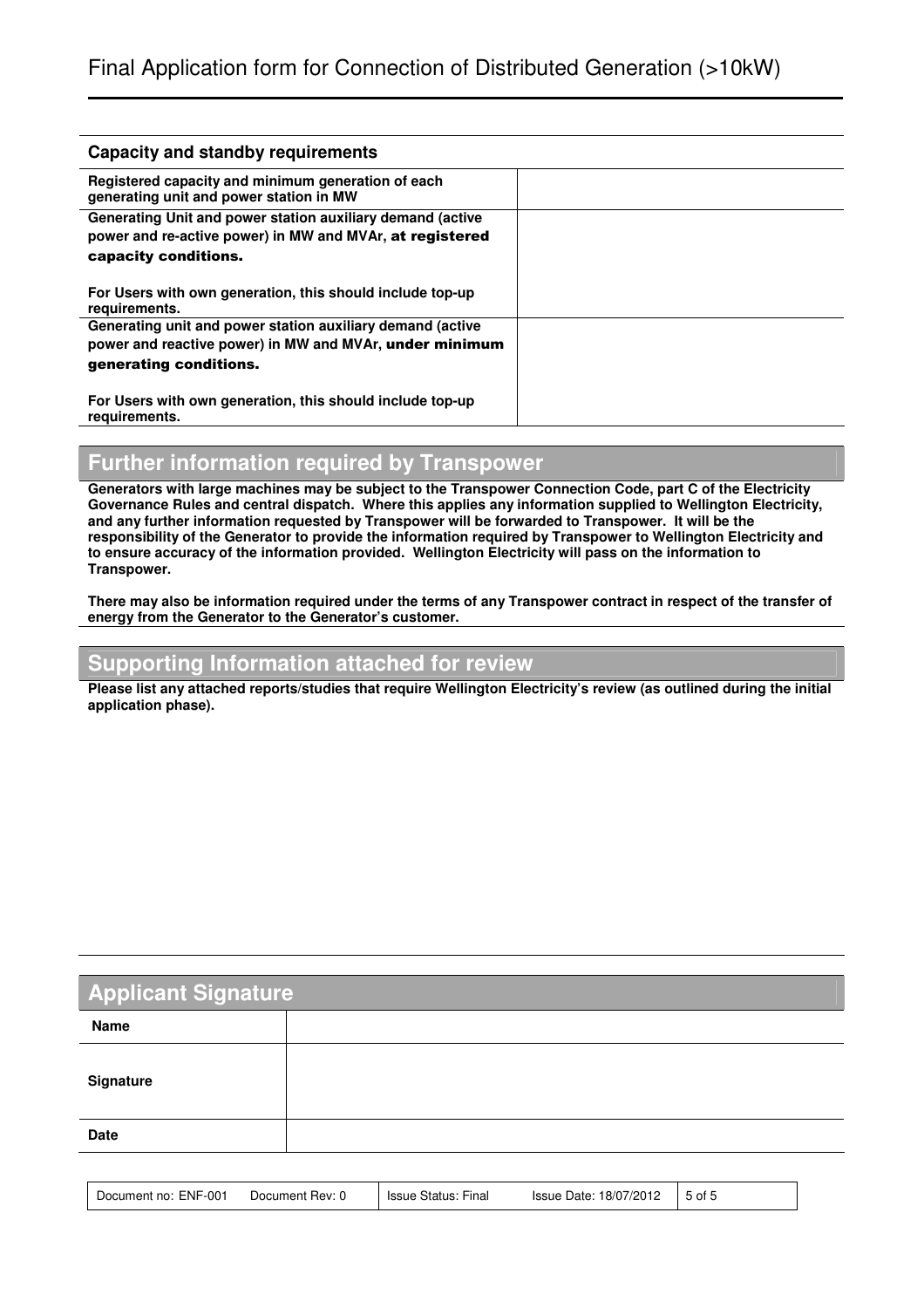| Capacity and standby requirements | |
|---|---|
| **Registered capacity and minimum generation of each generating unit and power station in MW** | |
| **Generating Unit and power station auxiliary demand (active power and re-active power) in MW and MVAr, at registered capacity conditions.**<br><br>**For Users with own generation, this should include top-up requirements.** | |
| **Generating unit and power station auxiliary demand (active power and reactive power) in MW and MVAr, under minimum generating conditions.**<br><br>**For Users with own generation, this should include top-up requirements.** | |

## Further information required by Transpower

**Generators with large machines may be subject to the Transpower Connection Code, part C of the Electricity Governance Rules and central dispatch. Where this applies any information supplied to Wellington Electricity, and any further information requested by Transpower will be forwarded to Transpower. It will be the responsibility of the Generator to provide the information required by Transpower to Wellington Electricity and to ensure accuracy of the information provided. Wellington Electricity will pass on the information to Transpower.**

**There may also be information required under the terms of any Transpower contract in respect of the transfer of energy from the Generator to the Generator's customer.**

## Supporting Information attached for review

**Please list any attached reports/studies that require Wellington Electricity's review (as outlined during the initial application phase).**

## Applicant Signature

| | |
|---|---|
| **Name** | |
| **Signature** | |
| **Date** | |

| | | | |
|---|---|---|---|
| Document no: ENF-001 Document Rev: 0 | Issue Status: Final | Issue Date: 18/07/2012 | 5 of 5 |